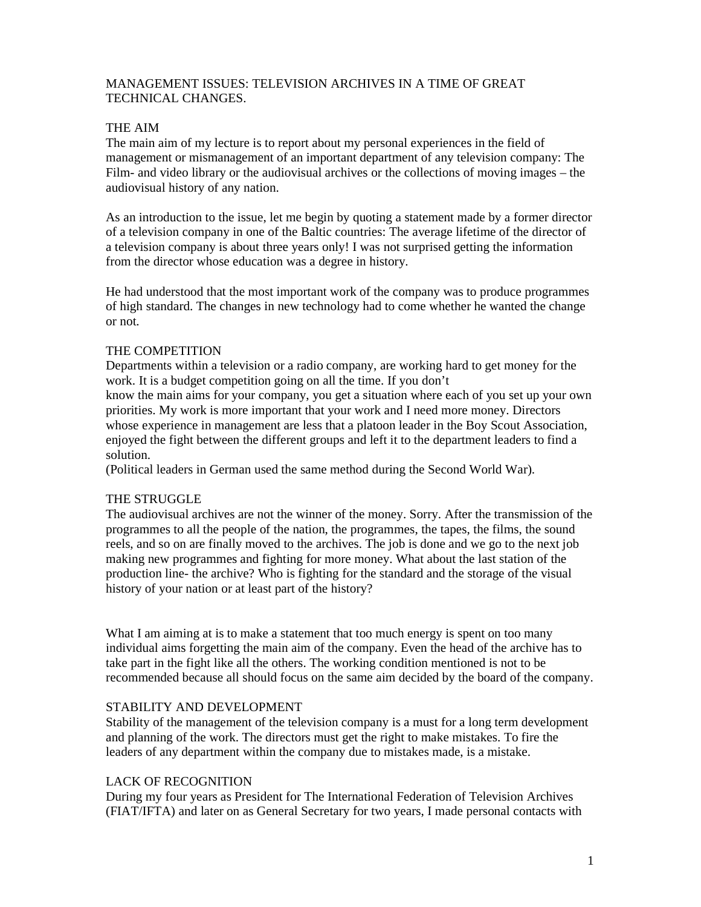# MANAGEMENT ISSUES: TELEVISION ARCHIVES IN A TIME OF GREAT TECHNICAL CHANGES.

## THE AIM

The main aim of my lecture is to report about my personal experiences in the field of management or mismanagement of an important department of any television company: The Film- and video library or the audiovisual archives or the collections of moving images – the audiovisual history of any nation.

As an introduction to the issue, let me begin by quoting a statement made by a former director of a television company in one of the Baltic countries: The average lifetime of the director of a television company is about three years only! I was not surprised getting the information from the director whose education was a degree in history.

He had understood that the most important work of the company was to produce programmes of high standard. The changes in new technology had to come whether he wanted the change or not.

## THE COMPETITION

Departments within a television or a radio company, are working hard to get money for the work. It is a budget competition going on all the time. If you don't know the main aims for your company, you get a situation where each of you set up your own priorities. My work is more important that your work and I need more money. Directors whose experience in management are less that a platoon leader in the Boy Scout Association, enjoyed the fight between the different groups and left it to the department leaders to find a solution.

(Political leaders in German used the same method during the Second World War).

## THE STRUGGLE

The audiovisual archives are not the winner of the money. Sorry. After the transmission of the programmes to all the people of the nation, the programmes, the tapes, the films, the sound reels, and so on are finally moved to the archives. The job is done and we go to the next job making new programmes and fighting for more money. What about the last station of the production line- the archive? Who is fighting for the standard and the storage of the visual history of your nation or at least part of the history?

What I am aiming at is to make a statement that too much energy is spent on too many individual aims forgetting the main aim of the company. Even the head of the archive has to take part in the fight like all the others. The working condition mentioned is not to be recommended because all should focus on the same aim decided by the board of the company.

## STABILITY AND DEVELOPMENT

Stability of the management of the television company is a must for a long term development and planning of the work. The directors must get the right to make mistakes. To fire the leaders of any department within the company due to mistakes made, is a mistake.

## LACK OF RECOGNITION

During my four years as President for The International Federation of Television Archives (FIAT/IFTA) and later on as General Secretary for two years, I made personal contacts with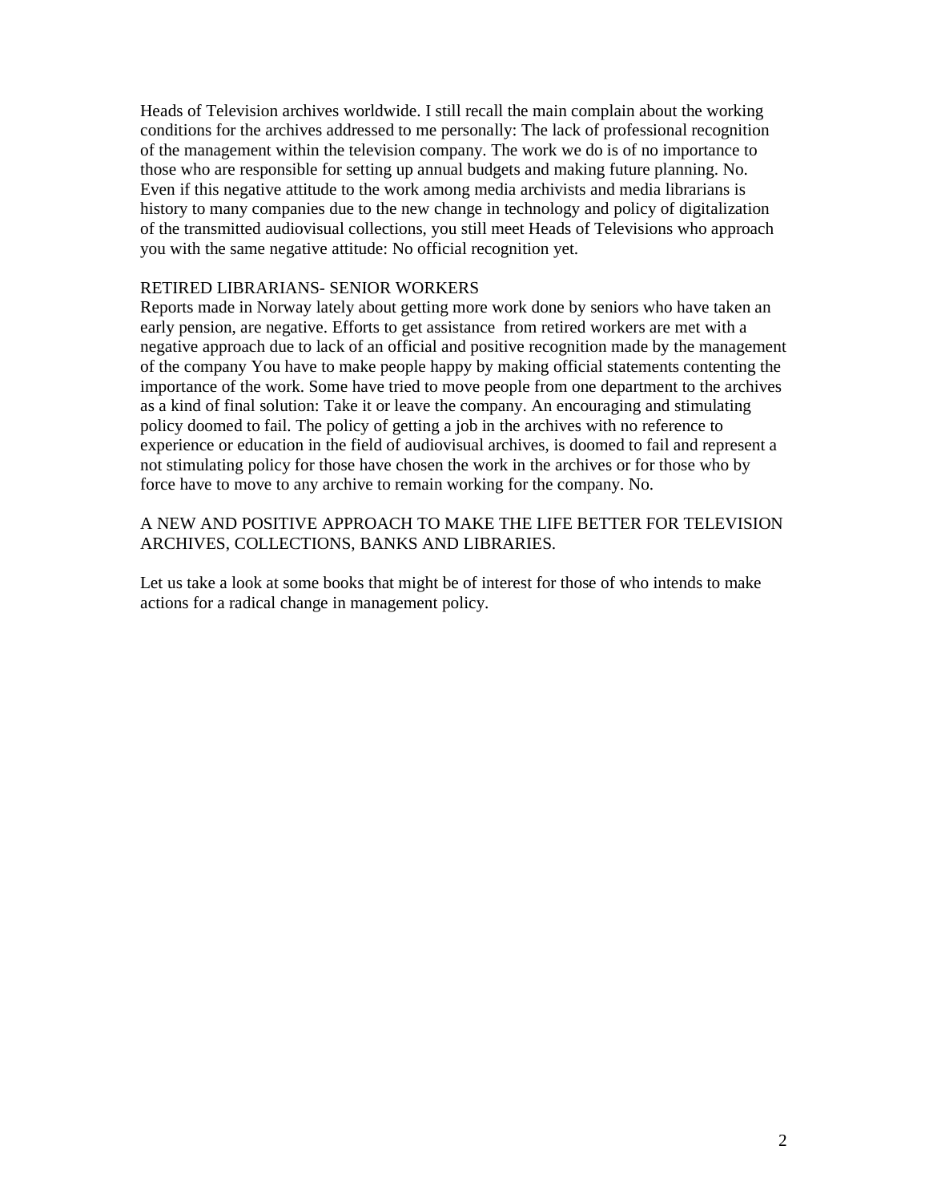Heads of Television archives worldwide. I still recall the main complain about the working conditions for the archives addressed to me personally: The lack of professional recognition of the management within the television company. The work we do is of no importance to those who are responsible for setting up annual budgets and making future planning. No. Even if this negative attitude to the work among media archivists and media librarians is history to many companies due to the new change in technology and policy of digitalization of the transmitted audiovisual collections, you still meet Heads of Televisions who approach you with the same negative attitude: No official recognition yet.

## RETIRED LIBRARIANS- SENIOR WORKERS

Reports made in Norway lately about getting more work done by seniors who have taken an early pension, are negative. Efforts to get assistance from retired workers are met with a negative approach due to lack of an official and positive recognition made by the management of the company You have to make people happy by making official statements contenting the importance of the work. Some have tried to move people from one department to the archives as a kind of final solution: Take it or leave the company. An encouraging and stimulating policy doomed to fail. The policy of getting a job in the archives with no reference to experience or education in the field of audiovisual archives, is doomed to fail and represent a not stimulating policy for those have chosen the work in the archives or for those who by force have to move to any archive to remain working for the company. No.

## A NEW AND POSITIVE APPROACH TO MAKE THE LIFE BETTER FOR TELEVISION ARCHIVES, COLLECTIONS, BANKS AND LIBRARIES.

Let us take a look at some books that might be of interest for those of who intends to make actions for a radical change in management policy.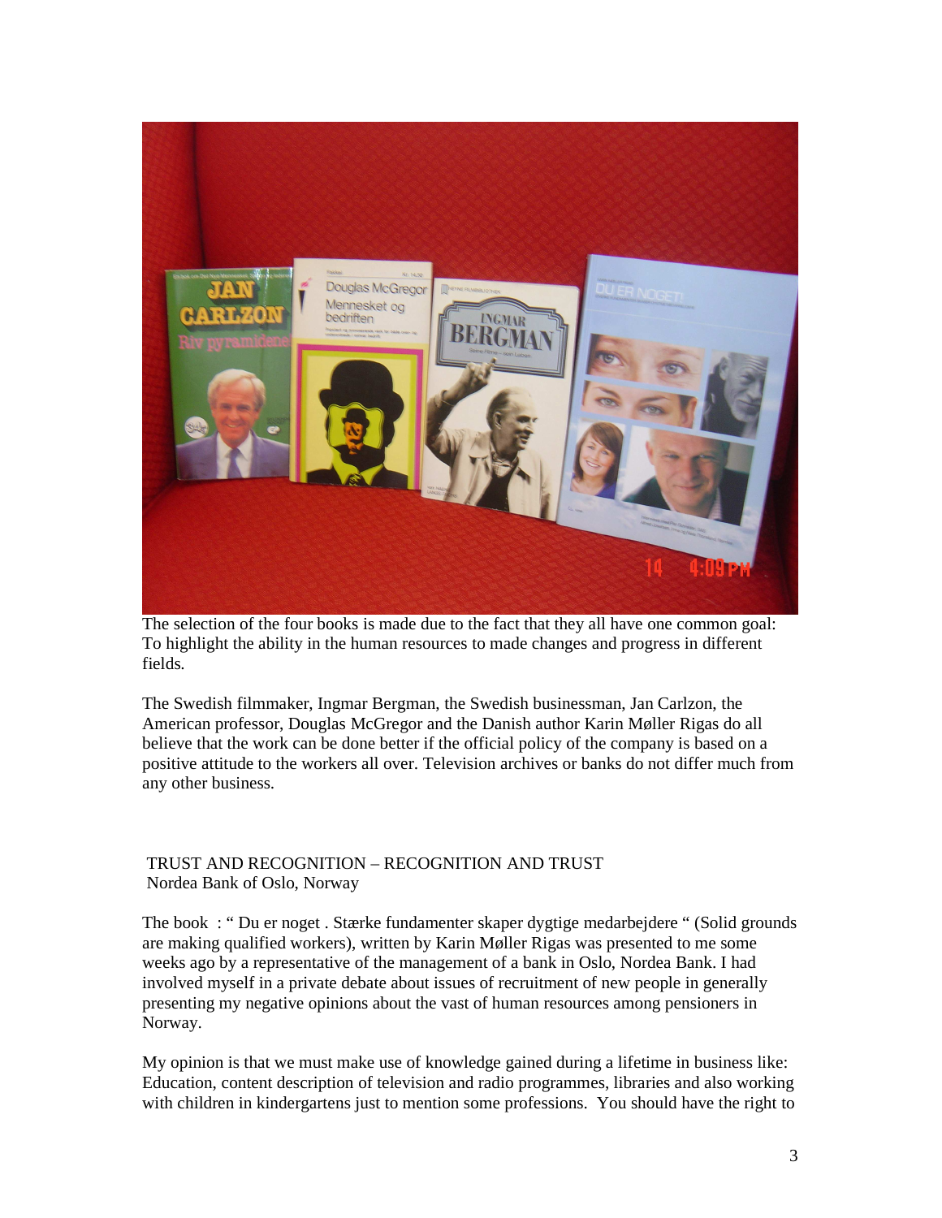The selection of the four books is made due to the fact that they all have one common goal: To highlight the ability in the human resources to made changes and progress in different fields.

The Swedish filmmaker, Ingmar Bergman, the Swedish businessman, Jan Carlzon, the American professor, Douglas McGregor and the Danish author Karin Møller Rigas do all believe that the work can be done better if the official policy of the company is based on a positive attitude to the workers all over. Television archives or banks do not differ much from any other business.

## TRUST AND RECOGNITION – RECOGNITION AND TRUST

Nordea Bank of Oslo, Norway

The book : " Du er noget . Stærke fundamenter skaper dygtige medarbejdere " (Solid grounds are making qualified workers), written by Karin Møller Rigas was presented to me some weeks ago by a representative of the management of a bank in Oslo, Nordea Bank. I had involved myself in a private debate about issues of recruitment of new people in generally presenting my negative opinions about the vast of human resources among pensioners in Norway.

My opinion is that we must make use of knowledge gained during a lifetime in business like: Education, content description of television and radio programmes, libraries and also working with children in kindergartens just to mention some professions. You should have the right to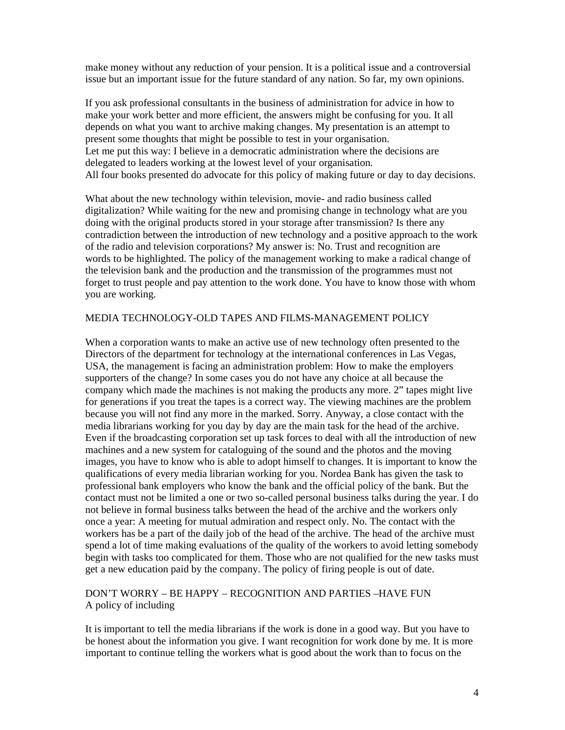make money without any reduction of your pension. It is a political issue and a controversial issue but an important issue for the future standard of any nation. So far, my own opinions.

If you ask professional consultants in the business of administration for advice in how to make your work better and more efficient, the answers might be confusing for you. It all depends on what you want to archive making changes. My presentation is an attempt to present some thoughts that might be possible to test in your organisation.
Let me put this way: I believe in a democratic administration where the decisions are delegated to leaders working at the lowest level of your organisation.
All four books presented do advocate for this policy of making future or day to day decisions.

What about the new technology within television, movie- and radio business called digitalization? While waiting for the new and promising change in technology what are you doing with the original products stored in your storage after transmission? Is there any contradiction between the introduction of new technology and a positive approach to the work of the radio and television corporations? My answer is: No. Trust and recognition are words to be highlighted. The policy of the management working to make a radical change of the television bank and the production and the transmission of the programmes must not forget to trust people and pay attention to the work done. You have to know those with whom you are working.

## MEDIA TECHNOLOGY-OLD TAPES AND FILMS-MANAGEMENT POLICY

When a corporation wants to make an active use of new technology often presented to the Directors of the department for technology at the international conferences in Las Vegas, USA, the management is facing an administration problem: How to make the employers supporters of the change? In some cases you do not have any choice at all because the company which made the machines is not making the products any more. 2" tapes might live for generations if you treat the tapes is a correct way. The viewing machines are the problem because you will not find any more in the marked. Sorry. Anyway, a close contact with the media librarians working for you day by day are the main task for the head of the archive. Even if the broadcasting corporation set up task forces to deal with all the introduction of new machines and a new system for cataloguing of the sound and the photos and the moving images, you have to know who is able to adopt himself to changes. It is important to know the qualifications of every media librarian working for you. Nordea Bank has given the task to professional bank employers who know the bank and the official policy of the bank. But the contact must not be limited a one or two so-called personal business talks during the year. I do not believe in formal business talks between the head of the archive and the workers only once a year: A meeting for mutual admiration and respect only. No. The contact with the workers has be a part of the daily job of the head of the archive. The head of the archive must spend a lot of time making evaluations of the quality of the workers to avoid letting somebody begin with tasks too complicated for them. Those who are not qualified for the new tasks must get a new education paid by the company. The policy of firing people is out of date.

## DON'T WORRY – BE HAPPY – RECOGNITION AND PARTIES –HAVE FUN

A policy of including

It is important to tell the media librarians if the work is done in a good way. But you have to be honest about the information you give. I want recognition for work done by me. It is more important to continue telling the workers what is good about the work than to focus on the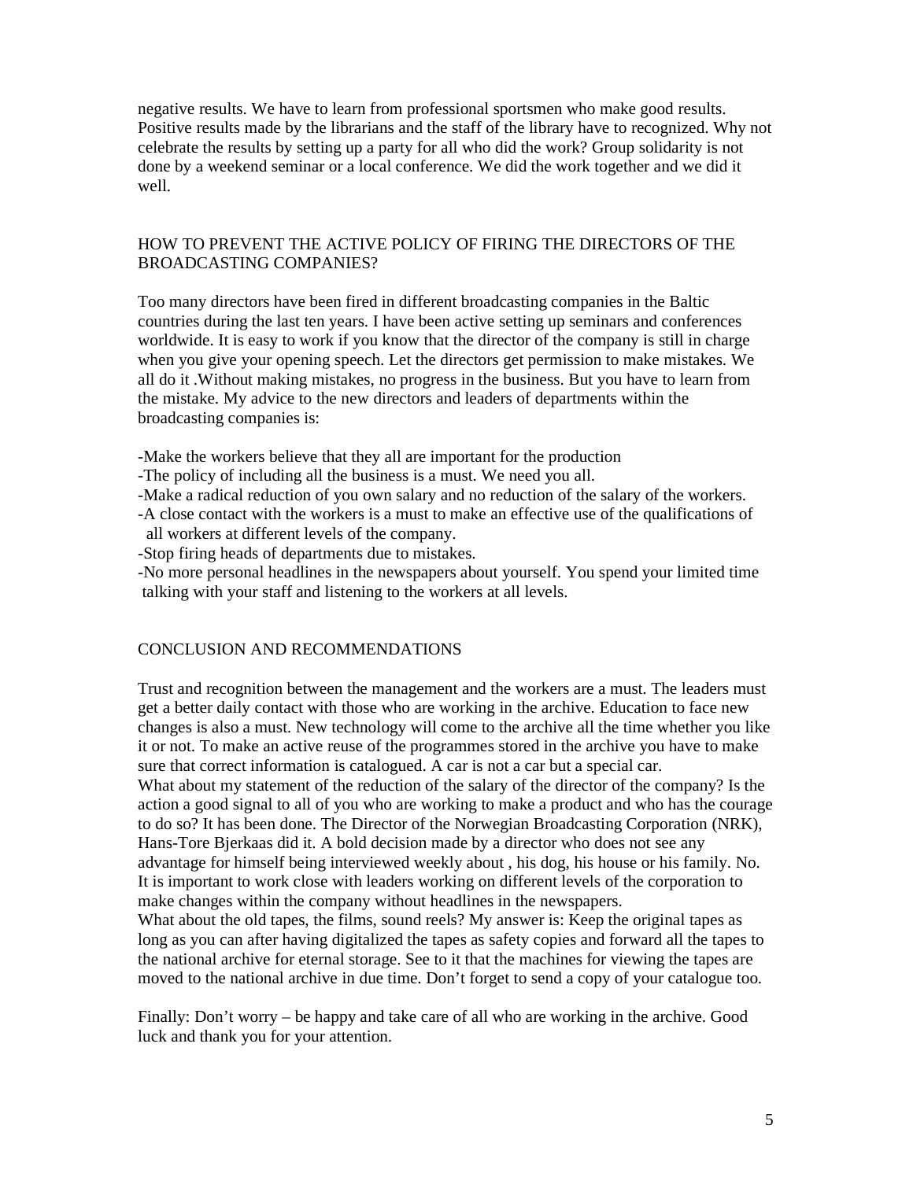negative results. We have to learn from professional sportsmen who make good results. Positive results made by the librarians and the staff of the library have to recognized. Why not celebrate the results by setting up a party for all who did the work? Group solidarity is not done by a weekend seminar or a local conference. We did the work together and we did it well.

## HOW TO PREVENT THE ACTIVE POLICY OF FIRING THE DIRECTORS OF THE BROADCASTING COMPANIES?

Too many directors have been fired in different broadcasting companies in the Baltic countries during the last ten years. I have been active setting up seminars and conferences worldwide. It is easy to work if you know that the director of the company is still in charge when you give your opening speech. Let the directors get permission to make mistakes. We all do it .Without making mistakes, no progress in the business. But you have to learn from the mistake. My advice to the new directors and leaders of departments within the broadcasting companies is:

- Make the workers believe that they all are important for the production
- The policy of including all the business is a must. We need you all.
- Make a radical reduction of you own salary and no reduction of the salary of the workers.
- A close contact with the workers is a must to make an effective use of the qualifications of all workers at different levels of the company.
- Stop firing heads of departments due to mistakes.
- No more personal headlines in the newspapers about yourself. You spend your limited time talking with your staff and listening to the workers at all levels.

## CONCLUSION AND RECOMMENDATIONS

Trust and recognition between the management and the workers are a must. The leaders must get a better daily contact with those who are working in the archive. Education to face new changes is also a must. New technology will come to the archive all the time whether you like it or not. To make an active reuse of the programmes stored in the archive you have to make sure that correct information is catalogued. A car is not a car but a special car.
What about my statement of the reduction of the salary of the director of the company? Is the action a good signal to all of you who are working to make a product and who has the courage to do so? It has been done. The Director of the Norwegian Broadcasting Corporation (NRK), Hans-Tore Bjerkaas did it. A bold decision made by a director who does not see any advantage for himself being interviewed weekly about , his dog, his house or his family. No. It is important to work close with leaders working on different levels of the corporation to make changes within the company without headlines in the newspapers.
What about the old tapes, the films, sound reels? My answer is: Keep the original tapes as long as you can after having digitalized the tapes as safety copies and forward all the tapes to the national archive for eternal storage. See to it that the machines for viewing the tapes are moved to the national archive in due time. Don't forget to send a copy of your catalogue too.

Finally: Don't worry – be happy and take care of all who are working in the archive. Good luck and thank you for your attention.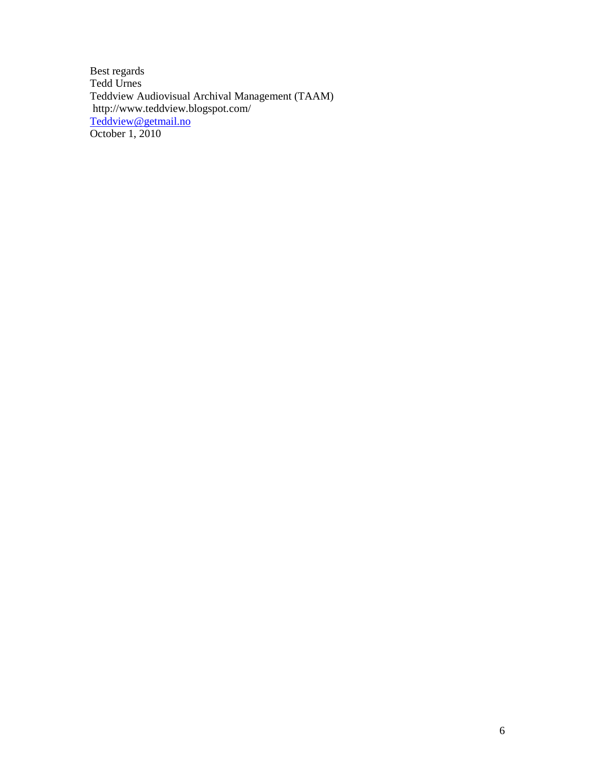Best regards  
Tedd Urnes  
Teddview Audiovisual Archival Management (TAAM)  
http://www.teddview.blogspot.com/  
Teddview@getmail.no  
October 1, 2010